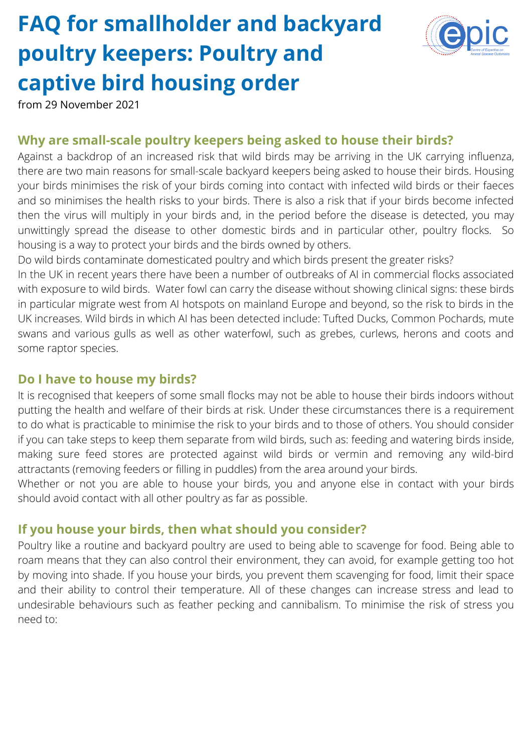# FAQ for smallholder and backyard poultry keepers: Poultry and captive bird housing order

from 29 November 2021

## Why are small-scale poultry keepers being asked to house their birds?

Against a backdrop of an increased risk that wild birds may be arriving in the UK carrying influenza, there are two main reasons for small-scale backyard keepers being asked to house their birds. Housing your birds minimises the risk of your birds coming into contact with infected wild birds or their faeces and so minimises the health risks to your birds. There is also a risk that if your birds become infected then the virus will multiply in your birds and, in the period before the disease is detected, you may unwittingly spread the disease to other domestic birds and in particular other, poultry flocks. So housing is a way to protect your birds and the birds owned by others.

Do wild birds contaminate domesticated poultry and which birds present the greater risks?

In the UK in recent years there have been a number of outbreaks of AI in commercial flocks associated with exposure to wild birds. Water fowl can carry the disease without showing clinical signs: these birds in particular migrate west from AI hotspots on mainland Europe and beyond, so the risk to birds in the UK increases. Wild birds in which AI has been detected include: Tufted Ducks, Common Pochards, mute swans and various gulls as well as other waterfowl, such as grebes, curlews, herons and coots and some raptor species.

## Do I have to house my birds?

It is recognised that keepers of some small flocks may not be able to house their birds indoors without putting the health and welfare of their birds at risk. Under these circumstances there is a requirement to do what is practicable to minimise the risk to your birds and to those of others. You should consider if you can take steps to keep them separate from wild birds, such as: feeding and watering birds inside, making sure feed stores are protected against wild birds or vermin and removing any wild-bird attractants (removing feeders or filling in puddles) from the area around your birds.

Whether or not you are able to house your birds, you and anyone else in contact with your birds should avoid contact with all other poultry as far as possible.

## If you house your birds, then what should you consider?

Poultry like a routine and backyard poultry are used to being able to scavenge for food. Being able to roam means that they can also control their environment, they can avoid, for example getting too hot by moving into shade. If you house your birds, you prevent them scavenging for food, limit their space and their ability to control their temperature. All of these changes can increase stress and lead to undesirable behaviours such as feather pecking and cannibalism. To minimise the risk of stress you need to: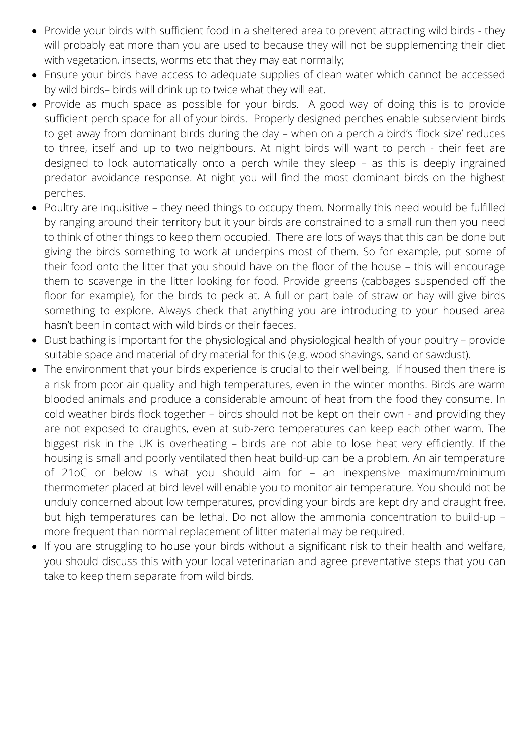- Provide your birds with sufficient food in a sheltered area to prevent attracting wild birds - they will probably eat more than you are used to because they will not be supplementing their diet with vegetation, insects, worms etc that they may eat normally;
- Ensure your birds have access to adequate supplies of clean water which cannot be accessed by wild birds– birds will drink up to twice what they will eat.
- Provide as much space as possible for your birds. A good way of doing this is to provide sufficient perch space for all of your birds. Properly designed perches enable subservient birds to get away from dominant birds during the day – when on a perch a bird's 'flock size' reduces to three, itself and up to two neighbours. At night birds will want to perch - their feet are designed to lock automatically onto a perch while they sleep – as this is deeply ingrained predator avoidance response. At night you will find the most dominant birds on the highest perches.
- Poultry are inquisitive – they need things to occupy them. Normally this need would be fulfilled by ranging around their territory but it your birds are constrained to a small run then you need to think of other things to keep them occupied. There are lots of ways that this can be done but giving the birds something to work at underpins most of them. So for example, put some of their food onto the litter that you should have on the floor of the house – this will encourage them to scavenge in the litter looking for food. Provide greens (cabbages suspended off the floor for example), for the birds to peck at. A full or part bale of straw or hay will give birds something to explore. Always check that anything you are introducing to your housed area hasn't been in contact with wild birds or their faeces.
- Dust bathing is important for the physiological and physiological health of your poultry – provide suitable space and material of dry material for this (e.g. wood shavings, sand or sawdust).
- The environment that your birds experience is crucial to their wellbeing. If housed then there is a risk from poor air quality and high temperatures, even in the winter months. Birds are warm blooded animals and produce a considerable amount of heat from the food they consume. In cold weather birds flock together – birds should not be kept on their own - and providing they are not exposed to draughts, even at sub-zero temperatures can keep each other warm. The biggest risk in the UK is overheating – birds are not able to lose heat very efficiently. If the housing is small and poorly ventilated then heat build-up can be a problem. An air temperature of 21oC or below is what you should aim for – an inexpensive maximum/minimum thermometer placed at bird level will enable you to monitor air temperature. You should not be unduly concerned about low temperatures, providing your birds are kept dry and draught free, but high temperatures can be lethal. Do not allow the ammonia concentration to build-up – more frequent than normal replacement of litter material may be required.
- If you are struggling to house your birds without a significant risk to their health and welfare, you should discuss this with your local veterinarian and agree preventative steps that you can take to keep them separate from wild birds.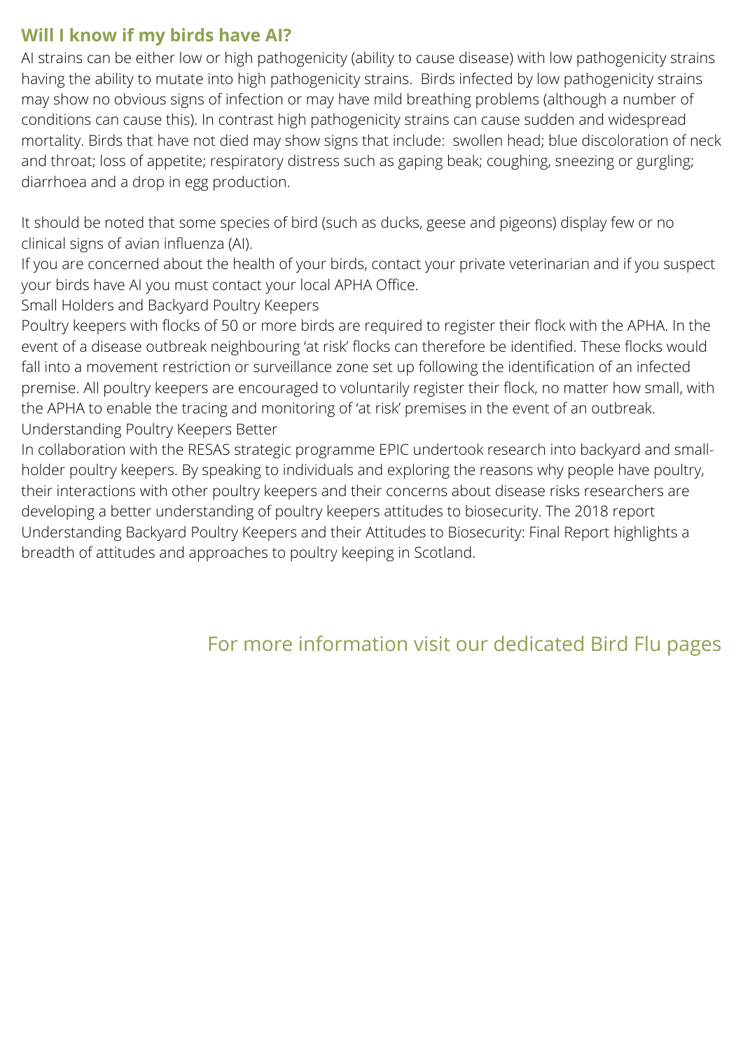## Will I know if my birds have AI?

AI strains can be either low or high pathogenicity (ability to cause disease) with low pathogenicity strains having the ability to mutate into high pathogenicity strains. Birds infected by low pathogenicity strains may show no obvious signs of infection or may have mild breathing problems (although a number of conditions can cause this). In contrast high pathogenicity strains can cause sudden and widespread mortality. Birds that have not died may show signs that include: swollen head; blue discoloration of neck and throat; loss of appetite; respiratory distress such as gaping beak; coughing, sneezing or gurgling; diarrhoea and a drop in egg production.

It should be noted that some species of bird (such as ducks, geese and pigeons) display few or no clinical signs of avian influenza (AI).

If you are concerned about the health of your birds, contact your private veterinarian and if you suspect your birds have AI you must contact your local APHA Office.

Small Holders and Backyard Poultry Keepers

Poultry keepers with flocks of 50 or more birds are required to register their flock with the APHA. In the event of a disease outbreak neighbouring 'at risk' flocks can therefore be identified. These flocks would fall into a movement restriction or surveillance zone set up following the identification of an infected premise. All poultry keepers are encouraged to voluntarily register their flock, no matter how small, with the APHA to enable the tracing and monitoring of 'at risk' premises in the event of an outbreak.

Understanding Poultry Keepers Better

In collaboration with the RESAS strategic programme EPIC undertook research into backyard and small-holder poultry keepers. By speaking to individuals and exploring the reasons why people have poultry, their interactions with other poultry keepers and their concerns about disease risks researchers are developing a better understanding of poultry keepers attitudes to biosecurity. The 2018 report Understanding Backyard Poultry Keepers and their Attitudes to Biosecurity: Final Report highlights a breadth of attitudes and approaches to poultry keeping in Scotland.

For more information visit our dedicated Bird Flu pages